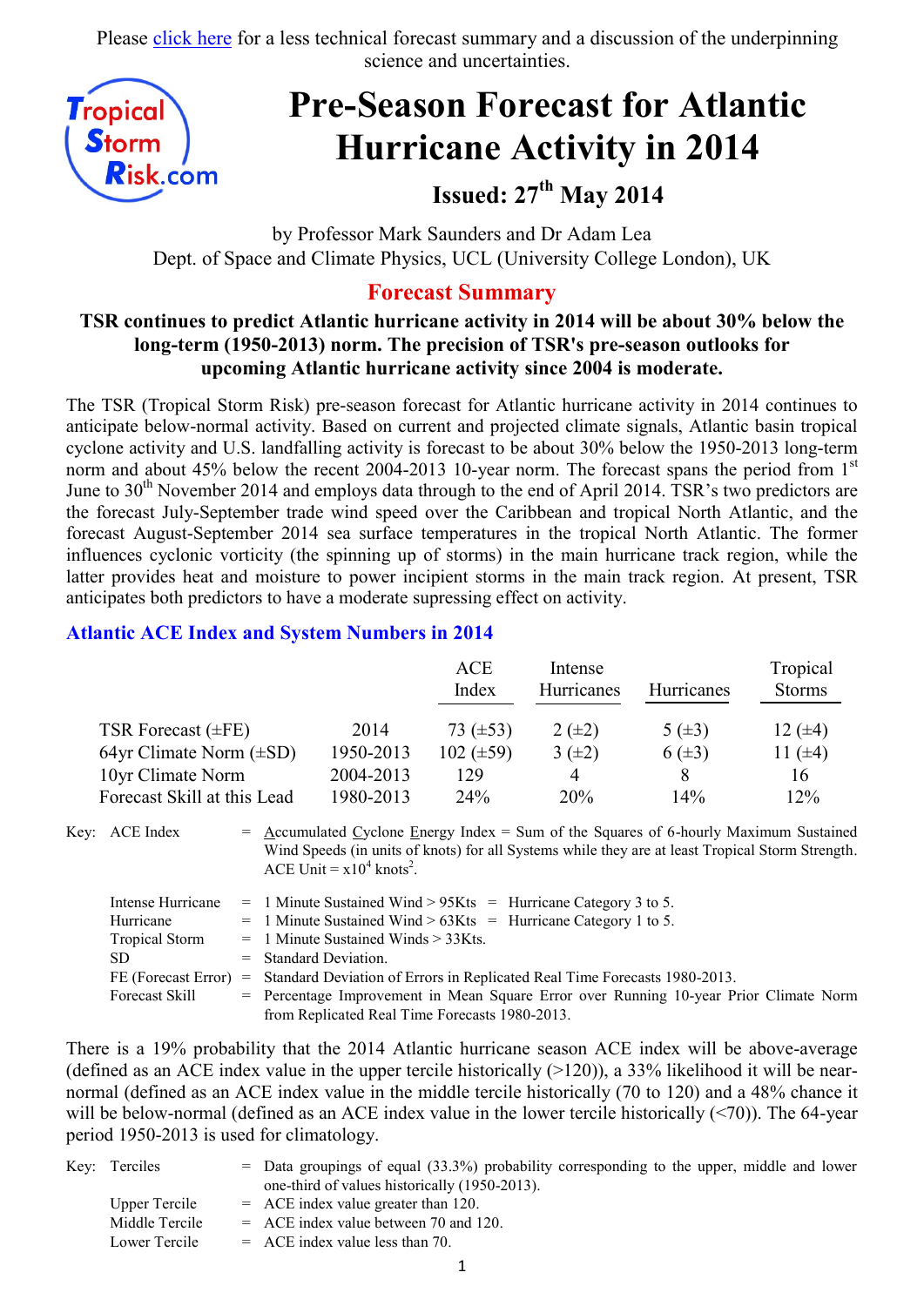Please click here for a less technical forecast summary and a discussion of the underpinning science and uncertainties.

# Pre-Season Forecast for Atlantic Hurricane Activity in 2014

## Issued: 27th May 2014

by Professor Mark Saunders and Dr Adam Lea
Dept. of Space and Climate Physics, UCL (University College London), UK

## Forecast Summary

**TSR continues to predict Atlantic hurricane activity in 2014 will be about 30% below the long-term (1950-2013) norm. The precision of TSR's pre-season outlooks for upcoming Atlantic hurricane activity since 2004 is moderate.**

The TSR (Tropical Storm Risk) pre-season forecast for Atlantic hurricane activity in 2014 continues to anticipate below-normal activity. Based on current and projected climate signals, Atlantic basin tropical cyclone activity and U.S. landfalling activity is forecast to be about 30% below the 1950-2013 long-term norm and about 45% below the recent 2004-2013 10-year norm. The forecast spans the period from 1st June to 30th November 2014 and employs data through to the end of April 2014. TSR's two predictors are the forecast July-September trade wind speed over the Caribbean and tropical North Atlantic, and the forecast August-September 2014 sea surface temperatures in the tropical North Atlantic. The former influences cyclonic vorticity (the spinning up of storms) in the main hurricane track region, while the latter provides heat and moisture to power incipient storms in the main track region. At present, TSR anticipates both predictors to have a moderate supressing effect on activity.

### Atlantic ACE Index and System Numbers in 2014

| | | ACE Index | Intense Hurricanes | Hurricanes | Tropical Storms |
|---|---|---|---|---|---|
| TSR Forecast (±FE) | 2014 | 73 (±53) | 2 (±2) | 5 (±3) | 12 (±4) |
| 64yr Climate Norm (±SD) | 1950-2013 | 102 (±59) | 3 (±2) | 6 (±3) | 11 (±4) |
| 10yr Climate Norm | 2004-2013 | 129 | 4 | 8 | 16 |
| Forecast Skill at this Lead | 1980-2013 | 24% | 20% | 14% | 12% |

Key:

| | | |
|---|---|---|
| ACE Index | = | Accumulated Cyclone Energy Index = Sum of the Squares of 6-hourly Maximum Sustained Wind Speeds (in units of knots) for all Systems while they are at least Tropical Storm Strength. ACE Unit = $x10^4$ knots$^2$. |
| Intense Hurricane | = | 1 Minute Sustained Wind > 95Kts = Hurricane Category 3 to 5. |
| Hurricane | = | 1 Minute Sustained Wind > 63Kts = Hurricane Category 1 to 5. |
| Tropical Storm | = | 1 Minute Sustained Winds > 33Kts. |
| SD | = | Standard Deviation. |
| FE (Forecast Error) | = | Standard Deviation of Errors in Replicated Real Time Forecasts 1980-2013. |
| Forecast Skill | = | Percentage Improvement in Mean Square Error over Running 10-year Prior Climate Norm from Replicated Real Time Forecasts 1980-2013. |

There is a 19% probability that the 2014 Atlantic hurricane season ACE index will be above-average (defined as an ACE index value in the upper tercile historically (>120)), a 33% likelihood it will be near-normal (defined as an ACE index value in the middle tercile historically (70 to 120) and a 48% chance it will be below-normal (defined as an ACE index value in the lower tercile historically (<70)). The 64-year period 1950-2013 is used for climatology.

Key:

| | | |
|---|---|---|
| Terciles | = | Data groupings of equal (33.3%) probability corresponding to the upper, middle and lower one-third of values historically (1950-2013). |
| Upper Tercile | = | ACE index value greater than 120. |
| Middle Tercile | = | ACE index value between 70 and 120. |
| Lower Tercile | = | ACE index value less than 70. |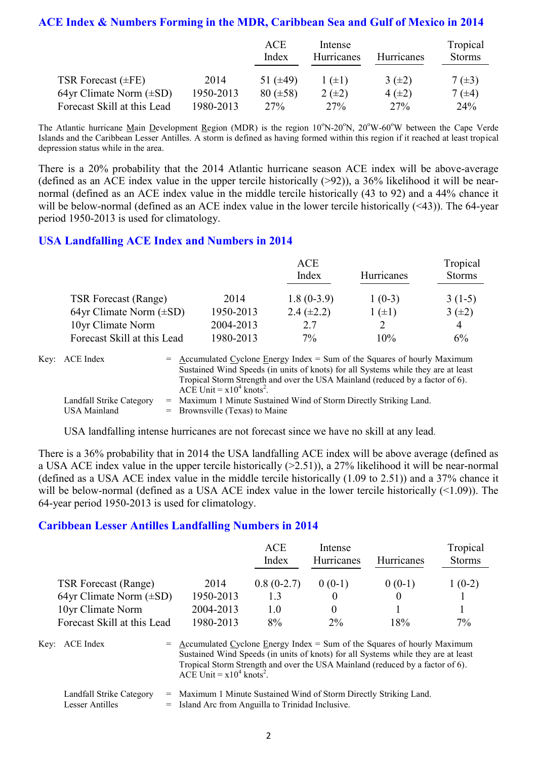## ACE Index & Numbers Forming in the MDR, Caribbean Sea and Gulf of Mexico in 2014

| | | ACE Index | Intense Hurricanes | Hurricanes | Tropical Storms |
|---|---|---|---|---|---|
| TSR Forecast (±FE) | 2014 | 51 (±49) | 1 (±1) | 3 (±2) | 7 (±3) |
| 64yr Climate Norm (±SD) | 1950-2013 | 80 (±58) | 2 (±2) | 4 (±2) | 7 (±4) |
| Forecast Skill at this Lead | 1980-2013 | 27% | 27% | 27% | 24% |

The Atlantic hurricane Main Development Region (MDR) is the region 10°N-20°N, 20°W-60°W between the Cape Verde Islands and the Caribbean Lesser Antilles. A storm is defined as having formed within this region if it reached at least tropical depression status while in the area.

There is a 20% probability that the 2014 Atlantic hurricane season ACE index will be above-average (defined as an ACE index value in the upper tercile historically (>92)), a 36% likelihood it will be near-normal (defined as an ACE index value in the middle tercile historically (43 to 92) and a 44% chance it will be below-normal (defined as an ACE index value in the lower tercile historically (<43)). The 64-year period 1950-2013 is used for climatology.

## USA Landfalling ACE Index and Numbers in 2014

| | | ACE Index | Hurricanes | Tropical Storms |
|---|---|---|---|---|
| TSR Forecast (Range) | 2014 | 1.8 (0-3.9) | 1 (0-3) | 3 (1-5) |
| 64yr Climate Norm (±SD) | 1950-2013 | 2.4 (±2.2) | 1 (±1) | 3 (±2) |
| 10yr Climate Norm | 2004-2013 | 2.7 | 2 | 4 |
| Forecast Skill at this Lead | 1980-2013 | 7% | 10% | 6% |

Key:
- ACE Index = Accumulated Cyclone Energy Index = Sum of the Squares of hourly Maximum Sustained Wind Speeds (in units of knots) for all Systems while they are at least Tropical Storm Strength and over the USA Mainland (reduced by a factor of 6). ACE Unit = $x10^4$ knots$^2$.
- Landfall Strike Category = Maximum 1 Minute Sustained Wind of Storm Directly Striking Land.
- USA Mainland = Brownsville (Texas) to Maine

USA landfalling intense hurricanes are not forecast since we have no skill at any lead.

There is a 36% probability that in 2014 the USA landfalling ACE index will be above average (defined as a USA ACE index value in the upper tercile historically (>2.51)), a 27% likelihood it will be near-normal (defined as a USA ACE index value in the middle tercile historically (1.09 to 2.51)) and a 37% chance it will be below-normal (defined as a USA ACE index value in the lower tercile historically (<1.09)). The 64-year period 1950-2013 is used for climatology.

## Caribbean Lesser Antilles Landfalling Numbers in 2014

| | | ACE Index | Intense Hurricanes | Hurricanes | Tropical Storms |
|---|---|---|---|---|---|
| TSR Forecast (Range) | 2014 | 0.8 (0-2.7) | 0 (0-1) | 0 (0-1) | 1 (0-2) |
| 64yr Climate Norm (±SD) | 1950-2013 | 1.3 | 0 | 0 | 1 |
| 10yr Climate Norm | 2004-2013 | 1.0 | 0 | 1 | 1 |
| Forecast Skill at this Lead | 1980-2013 | 8% | 2% | 18% | 7% |

Key:
- ACE Index = Accumulated Cyclone Energy Index = Sum of the Squares of hourly Maximum Sustained Wind Speeds (in units of knots) for all Systems while they are at least Tropical Storm Strength and over the USA Mainland (reduced by a factor of 6). ACE Unit = $x10^4$ knots$^2$.
- Landfall Strike Category = Maximum 1 Minute Sustained Wind of Storm Directly Striking Land.
- Lesser Antilles = Island Arc from Anguilla to Trinidad Inclusive.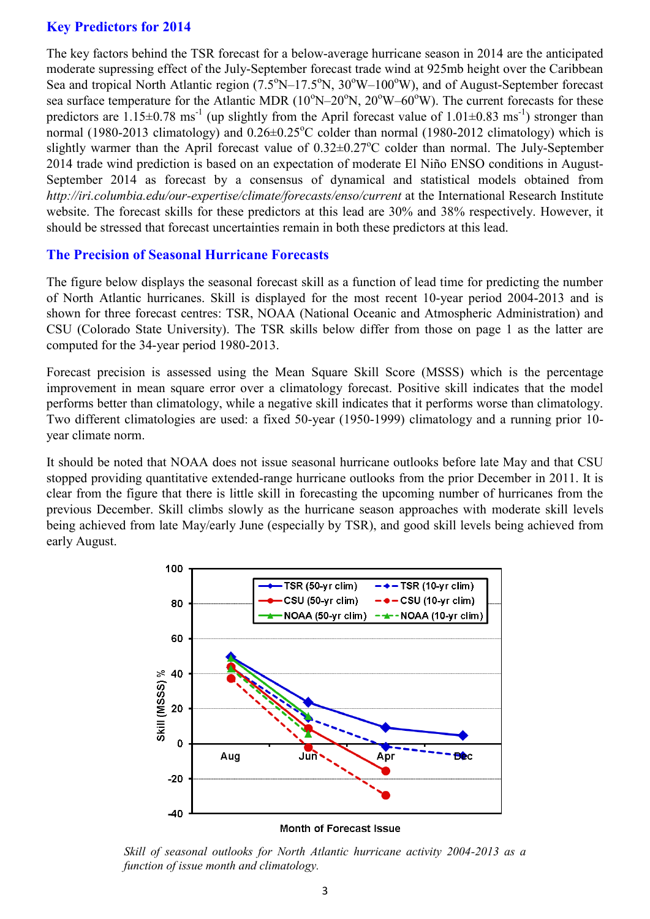## Key Predictors for 2014

The key factors behind the TSR forecast for a below-average hurricane season in 2014 are the anticipated moderate supressing effect of the July-September forecast trade wind at 925mb height over the Caribbean Sea and tropical North Atlantic region (7.5$^o$N–17.5$^o$N, 30$^o$W–100$^o$W), and of August-September forecast sea surface temperature for the Atlantic MDR (10$^o$N–20$^o$N, 20$^o$W–60$^o$W). The current forecasts for these predictors are 1.15±0.78 ms$^{-1}$ (up slightly from the April forecast value of 1.01±0.83 ms$^{-1}$) stronger than normal (1980-2013 climatology) and 0.26±0.25$^o$C colder than normal (1980-2012 climatology) which is slightly warmer than the April forecast value of 0.32±0.27$^o$C colder than normal. The July-September 2014 trade wind prediction is based on an expectation of moderate El Niño ENSO conditions in August-September 2014 as forecast by a consensus of dynamical and statistical models obtained from *http://iri.columbia.edu/our-expertise/climate/forecasts/enso/current* at the International Research Institute website. The forecast skills for these predictors at this lead are 30% and 38% respectively. However, it should be stressed that forecast uncertainties remain in both these predictors at this lead.

## The Precision of Seasonal Hurricane Forecasts

The figure below displays the seasonal forecast skill as a function of lead time for predicting the number of North Atlantic hurricanes. Skill is displayed for the most recent 10-year period 2004-2013 and is shown for three forecast centres: TSR, NOAA (National Oceanic and Atmospheric Administration) and CSU (Colorado State University). The TSR skills below differ from those on page 1 as the latter are computed for the 34-year period 1980-2013.

Forecast precision is assessed using the Mean Square Skill Score (MSSS) which is the percentage improvement in mean square error over a climatology forecast. Positive skill indicates that the model performs better than climatology, while a negative skill indicates that it performs worse than climatology. Two different climatologies are used: a fixed 50-year (1950-1999) climatology and a running prior 10-year climate norm.

It should be noted that NOAA does not issue seasonal hurricane outlooks before late May and that CSU stopped providing quantitative extended-range hurricane outlooks from the prior December in 2011. It is clear from the figure that there is little skill in forecasting the upcoming number of hurricanes from the previous December. Skill climbs slowly as the hurricane season approaches with moderate skill levels being achieved from late May/early June (especially by TSR), and good skill levels being achieved from early August.

*Skill of seasonal outlooks for North Atlantic hurricane activity 2004-2013 as a function of issue month and climatology.*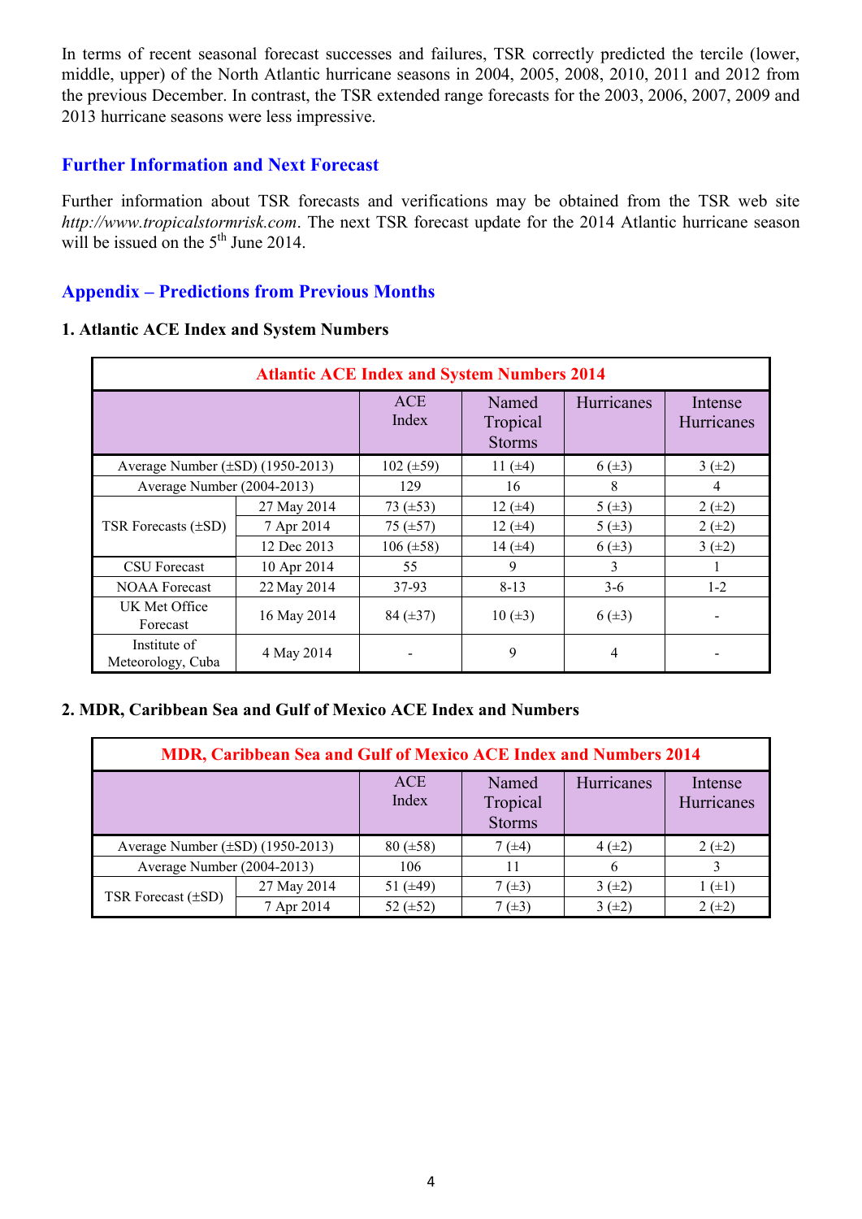In terms of recent seasonal forecast successes and failures, TSR correctly predicted the tercile (lower, middle, upper) of the North Atlantic hurricane seasons in 2004, 2005, 2008, 2010, 2011 and 2012 from the previous December. In contrast, the TSR extended range forecasts for the 2003, 2006, 2007, 2009 and 2013 hurricane seasons were less impressive.

## Further Information and Next Forecast

Further information about TSR forecasts and verifications may be obtained from the TSR web site *http://www.tropicalstormrisk.com*. The next TSR forecast update for the 2014 Atlantic hurricane season will be issued on the 5th June 2014.

## Appendix – Predictions from Previous Months

### 1. Atlantic ACE Index and System Numbers

| Atlantic ACE Index and System Numbers 2014 | | | | | |
|---|---|---|---|---|---|
| | | ACE Index | Named Tropical Storms | Hurricanes | Intense Hurricanes |
| Average Number (±SD) (1950-2013) | | 102 (±59) | 11 (±4) | 6 (±3) | 3 (±2) |
| Average Number (2004-2013) | | 129 | 16 | 8 | 4 |
| TSR Forecasts (±SD) | 27 May 2014 | 73 (±53) | 12 (±4) | 5 (±3) | 2 (±2) |
| | 7 Apr 2014 | 75 (±57) | 12 (±4) | 5 (±3) | 2 (±2) |
| | 12 Dec 2013 | 106 (±58) | 14 (±4) | 6 (±3) | 3 (±2) |
| CSU Forecast | 10 Apr 2014 | 55 | 9 | 3 | 1 |
| NOAA Forecast | 22 May 2014 | 37-93 | 8-13 | 3-6 | 1-2 |
| UK Met Office Forecast | 16 May 2014 | 84 (±37) | 10 (±3) | 6 (±3) | - |
| Institute of Meteorology, Cuba | 4 May 2014 | - | 9 | 4 | - |

### 2. MDR, Caribbean Sea and Gulf of Mexico ACE Index and Numbers

| MDR, Caribbean Sea and Gulf of Mexico ACE Index and Numbers 2014 | | | | | |
|---|---|---|---|---|---|
| | | ACE Index | Named Tropical Storms | Hurricanes | Intense Hurricanes |
| Average Number (±SD) (1950-2013) | | 80 (±58) | 7 (±4) | 4 (±2) | 2 (±2) |
| Average Number (2004-2013) | | 106 | 11 | 6 | 3 |
| TSR Forecast (±SD) | 27 May 2014 | 51 (±49) | 7 (±3) | 3 (±2) | 1 (±1) |
| | 7 Apr 2014 | 52 (±52) | 7 (±3) | 3 (±2) | 2 (±2) |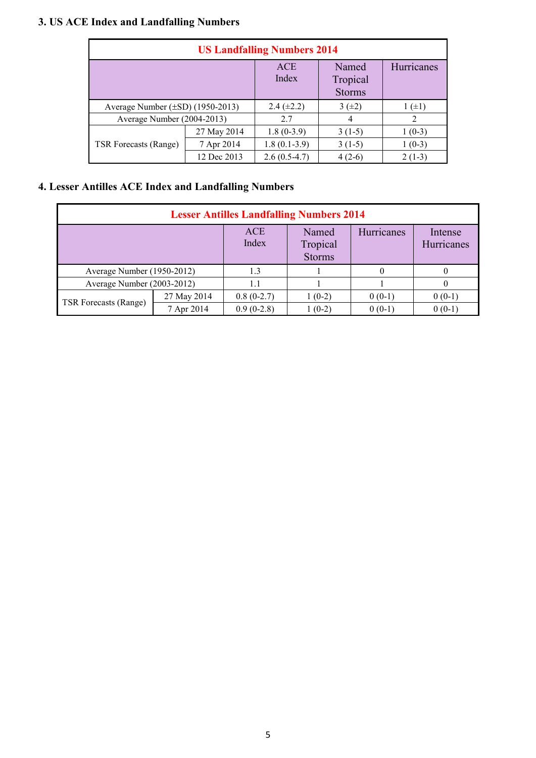### 3. US ACE Index and Landfalling Numbers

| US Landfalling Numbers 2014 | | | | |
|---|---|---|---|---|
| | | ACE Index | Named Tropical Storms | Hurricanes |
| Average Number (±SD) (1950-2013) | | 2.4 (±2.2) | 3 (±2) | 1 (±1) |
| Average Number (2004-2013) | | 2.7 | 4 | 2 |
| TSR Forecasts (Range) | 27 May 2014 | 1.8 (0-3.9) | 3 (1-5) | 1 (0-3) |
| | 7 Apr 2014 | 1.8 (0.1-3.9) | 3 (1-5) | 1 (0-3) |
| | 12 Dec 2013 | 2.6 (0.5-4.7) | 4 (2-6) | 2 (1-3) |

### 4. Lesser Antilles ACE Index and Landfalling Numbers

| Lesser Antilles Landfalling Numbers 2014 | | | | | |
|---|---|---|---|---|---|
| | | ACE Index | Named Tropical Storms | Hurricanes | Intense Hurricanes |
| Average Number (1950-2012) | | 1.3 | 1 | 0 | 0 |
| Average Number (2003-2012) | | 1.1 | 1 | 1 | 0 |
| TSR Forecasts (Range) | 27 May 2014 | 0.8 (0-2.7) | 1 (0-2) | 0 (0-1) | 0 (0-1) |
| | 7 Apr 2014 | 0.9 (0-2.8) | 1 (0-2) | 0 (0-1) | 0 (0-1) |